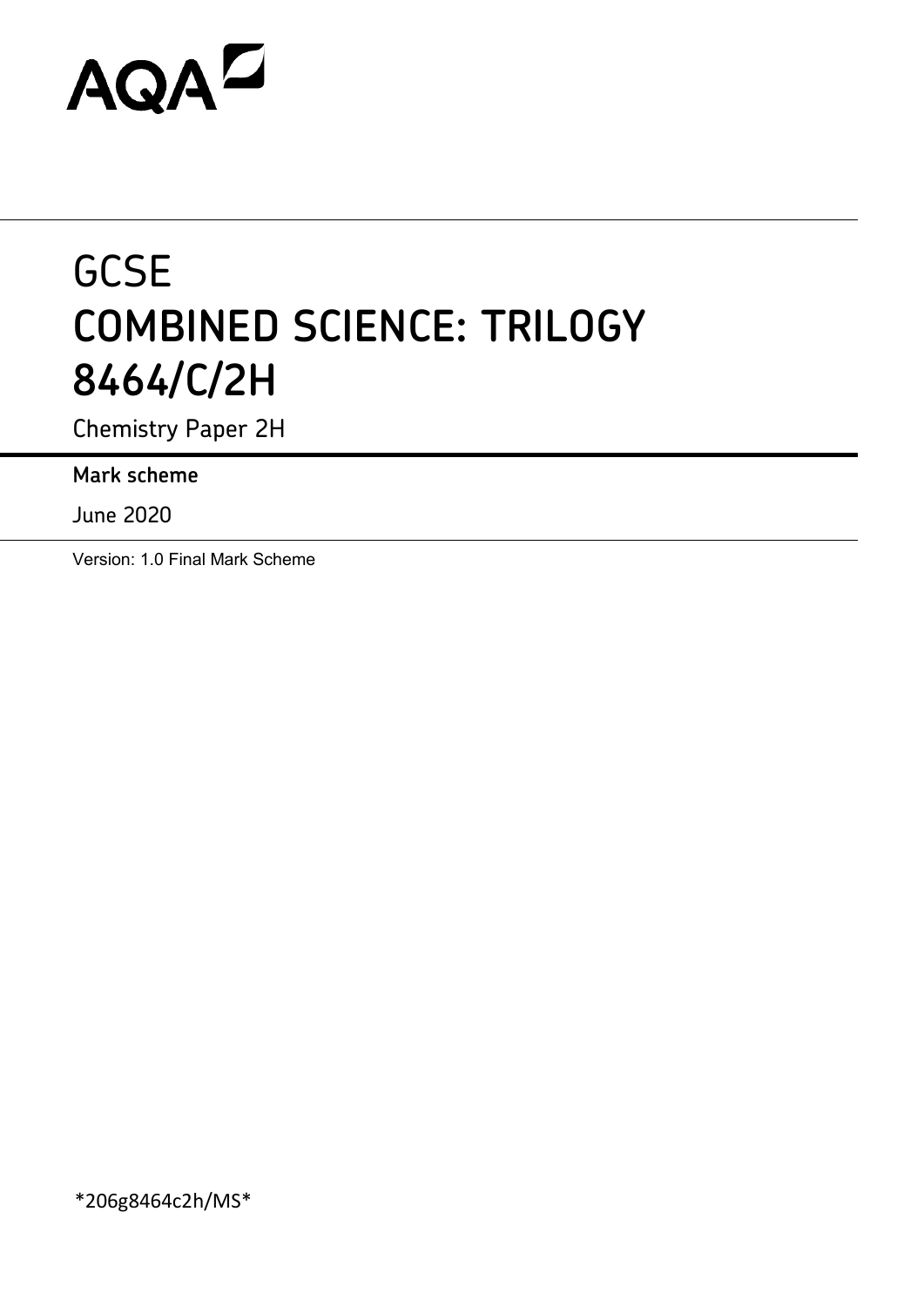AQA

# GCSE
# COMBINED SCIENCE: TRILOGY
# 8464/C/2H

Chemistry Paper 2H

**Mark scheme**

June 2020

Version: 1.0 Final Mark Scheme

*206g8464c2h/MS*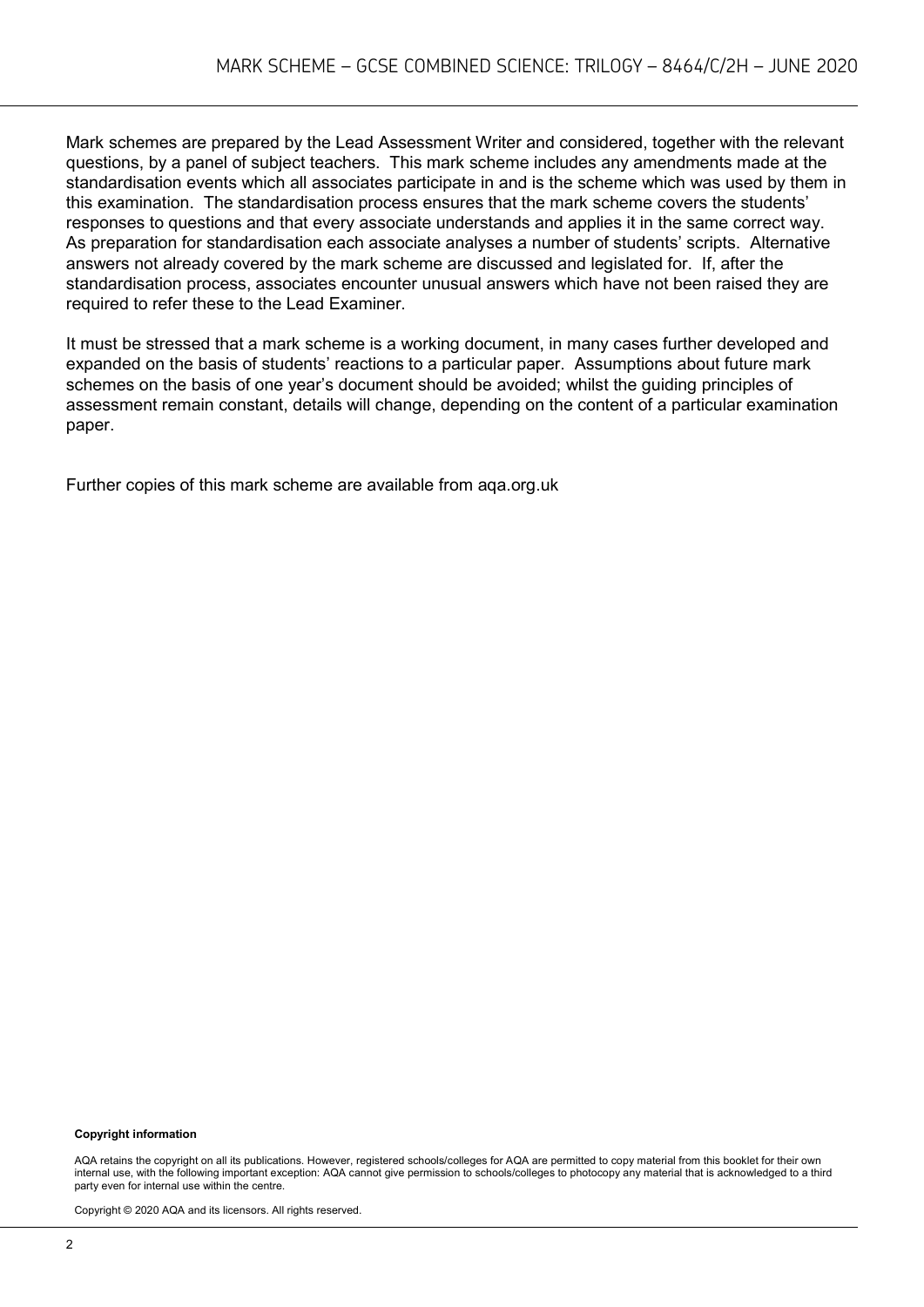Mark schemes are prepared by the Lead Assessment Writer and considered, together with the relevant questions, by a panel of subject teachers. This mark scheme includes any amendments made at the standardisation events which all associates participate in and is the scheme which was used by them in this examination. The standardisation process ensures that the mark scheme covers the students' responses to questions and that every associate understands and applies it in the same correct way. As preparation for standardisation each associate analyses a number of students' scripts. Alternative answers not already covered by the mark scheme are discussed and legislated for. If, after the standardisation process, associates encounter unusual answers which have not been raised they are required to refer these to the Lead Examiner.

It must be stressed that a mark scheme is a working document, in many cases further developed and expanded on the basis of students' reactions to a particular paper. Assumptions about future mark schemes on the basis of one year's document should be avoided; whilst the guiding principles of assessment remain constant, details will change, depending on the content of a particular examination paper.

Further copies of this mark scheme are available from aqa.org.uk

**Copyright information**

AQA retains the copyright on all its publications. However, registered schools/colleges for AQA are permitted to copy material from this booklet for their own internal use, with the following important exception: AQA cannot give permission to schools/colleges to photocopy any material that is acknowledged to a third party even for internal use within the centre.

Copyright © 2020 AQA and its licensors. All rights reserved.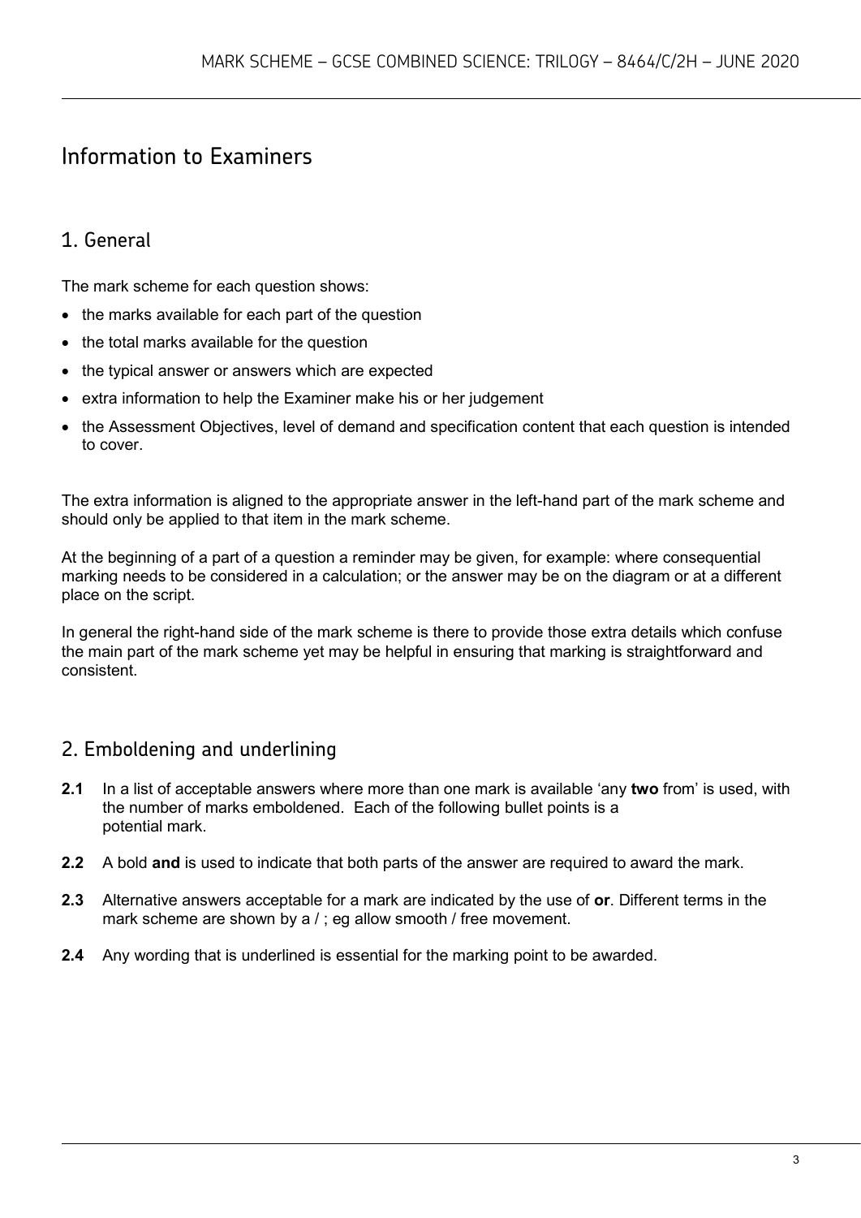# Information to Examiners

## 1. General

The mark scheme for each question shows:

- the marks available for each part of the question
- the total marks available for the question
- the typical answer or answers which are expected
- extra information to help the Examiner make his or her judgement
- the Assessment Objectives, level of demand and specification content that each question is intended to cover.

The extra information is aligned to the appropriate answer in the left-hand part of the mark scheme and should only be applied to that item in the mark scheme.

At the beginning of a part of a question a reminder may be given, for example: where consequential marking needs to be considered in a calculation; or the answer may be on the diagram or at a different place on the script.

In general the right-hand side of the mark scheme is there to provide those extra details which confuse the main part of the mark scheme yet may be helpful in ensuring that marking is straightforward and consistent.

## 2. Emboldening and underlining

**2.1** In a list of acceptable answers where more than one mark is available 'any **two** from' is used, with the number of marks emboldened. Each of the following bullet points is a potential mark.

**2.2** A bold **and** is used to indicate that both parts of the answer are required to award the mark.

**2.3** Alternative answers acceptable for a mark are indicated by the use of **or**. Different terms in the mark scheme are shown by a / ; eg allow smooth / free movement.

**2.4** Any wording that is underlined is essential for the marking point to be awarded.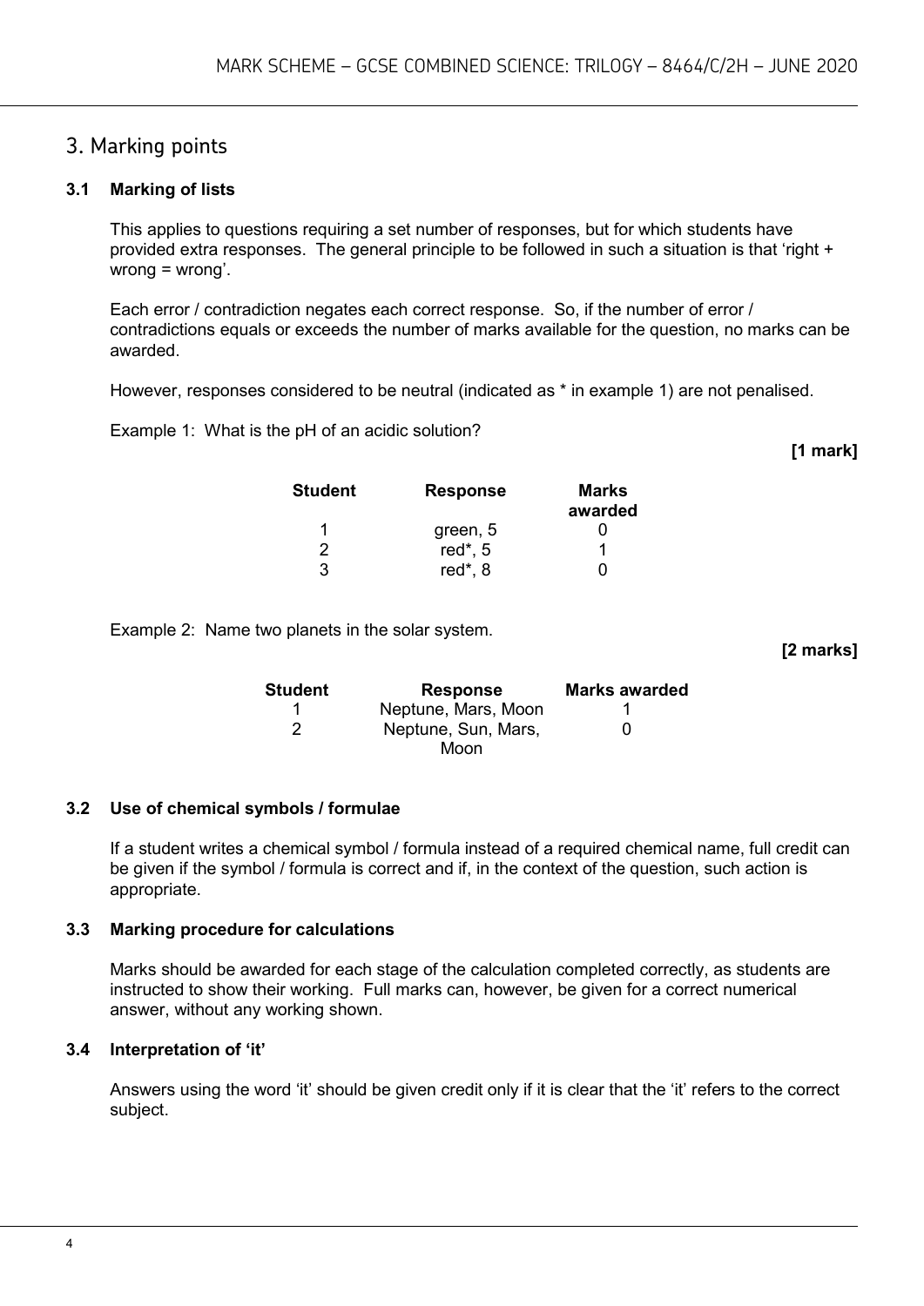## 3. Marking points

### 3.1 Marking of lists

This applies to questions requiring a set number of responses, but for which students have provided extra responses. The general principle to be followed in such a situation is that 'right + wrong = wrong'.

Each error / contradiction negates each correct response. So, if the number of error / contradictions equals or exceeds the number of marks available for the question, no marks can be awarded.

However, responses considered to be neutral (indicated as * in example 1) are not penalised.

Example 1: What is the pH of an acidic solution?

**[1 mark]**

| Student | Response | Marks awarded |
|---|---|---|
| 1 | green, 5 | 0 |
| 2 | red*, 5 | 1 |
| 3 | red*, 8 | 0 |

Example 2: Name two planets in the solar system.

**[2 marks]**

| Student | Response | Marks awarded |
|---|---|---|
| 1 | Neptune, Mars, Moon | 1 |
| 2 | Neptune, Sun, Mars, Moon | 0 |

### 3.2 Use of chemical symbols / formulae

If a student writes a chemical symbol / formula instead of a required chemical name, full credit can be given if the symbol / formula is correct and if, in the context of the question, such action is appropriate.

### 3.3 Marking procedure for calculations

Marks should be awarded for each stage of the calculation completed correctly, as students are instructed to show their working. Full marks can, however, be given for a correct numerical answer, without any working shown.

### 3.4 Interpretation of 'it'

Answers using the word 'it' should be given credit only if it is clear that the 'it' refers to the correct subject.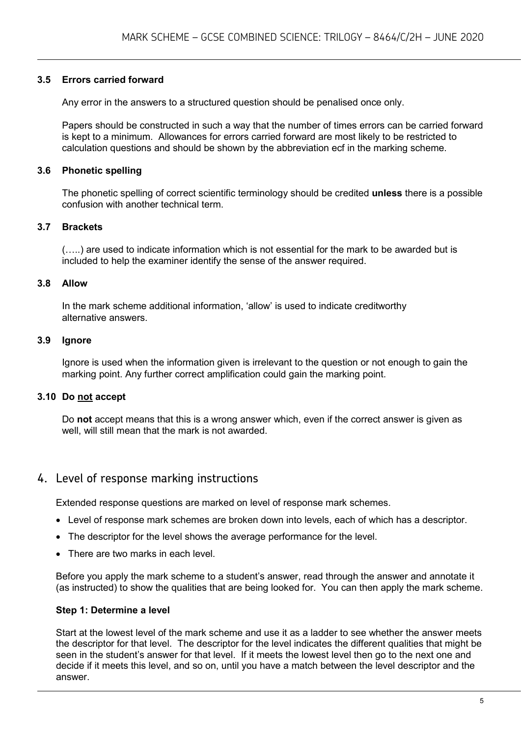### 3.5 Errors carried forward

Any error in the answers to a structured question should be penalised once only.

Papers should be constructed in such a way that the number of times errors can be carried forward is kept to a minimum. Allowances for errors carried forward are most likely to be restricted to calculation questions and should be shown by the abbreviation ecf in the marking scheme.

### 3.6 Phonetic spelling

The phonetic spelling of correct scientific terminology should be credited **unless** there is a possible confusion with another technical term.

### 3.7 Brackets

(…..) are used to indicate information which is not essential for the mark to be awarded but is included to help the examiner identify the sense of the answer required.

### 3.8 Allow

In the mark scheme additional information, 'allow' is used to indicate creditworthy alternative answers.

### 3.9 Ignore

Ignore is used when the information given is irrelevant to the question or not enough to gain the marking point. Any further correct amplification could gain the marking point.

### 3.10 Do not accept

Do **not** accept means that this is a wrong answer which, even if the correct answer is given as well, will still mean that the mark is not awarded.

## 4. Level of response marking instructions

Extended response questions are marked on level of response mark schemes.

- Level of response mark schemes are broken down into levels, each of which has a descriptor.
- The descriptor for the level shows the average performance for the level.
- There are two marks in each level.

Before you apply the mark scheme to a student's answer, read through the answer and annotate it (as instructed) to show the qualities that are being looked for. You can then apply the mark scheme.

**Step 1: Determine a level**

Start at the lowest level of the mark scheme and use it as a ladder to see whether the answer meets the descriptor for that level. The descriptor for the level indicates the different qualities that might be seen in the student's answer for that level. If it meets the lowest level then go to the next one and decide if it meets this level, and so on, until you have a match between the level descriptor and the answer.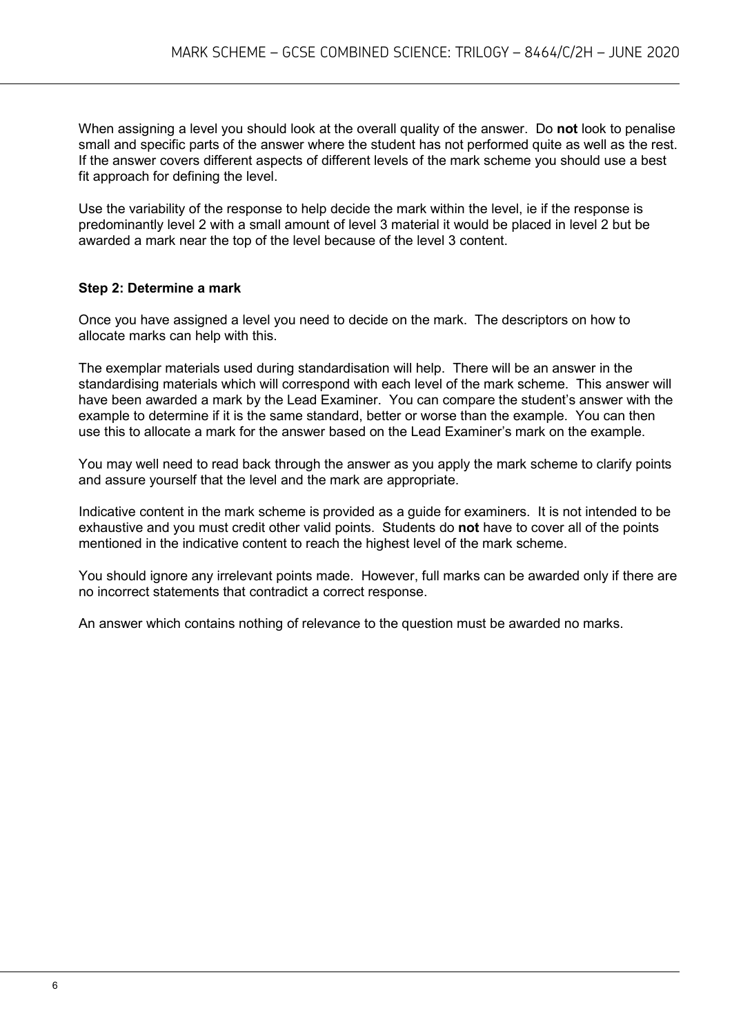When assigning a level you should look at the overall quality of the answer. Do **not** look to penalise small and specific parts of the answer where the student has not performed quite as well as the rest. If the answer covers different aspects of different levels of the mark scheme you should use a best fit approach for defining the level.

Use the variability of the response to help decide the mark within the level, ie if the response is predominantly level 2 with a small amount of level 3 material it would be placed in level 2 but be awarded a mark near the top of the level because of the level 3 content.

**Step 2: Determine a mark**

Once you have assigned a level you need to decide on the mark. The descriptors on how to allocate marks can help with this.

The exemplar materials used during standardisation will help. There will be an answer in the standardising materials which will correspond with each level of the mark scheme. This answer will have been awarded a mark by the Lead Examiner. You can compare the student's answer with the example to determine if it is the same standard, better or worse than the example. You can then use this to allocate a mark for the answer based on the Lead Examiner's mark on the example.

You may well need to read back through the answer as you apply the mark scheme to clarify points and assure yourself that the level and the mark are appropriate.

Indicative content in the mark scheme is provided as a guide for examiners. It is not intended to be exhaustive and you must credit other valid points. Students do **not** have to cover all of the points mentioned in the indicative content to reach the highest level of the mark scheme.

You should ignore any irrelevant points made. However, full marks can be awarded only if there are no incorrect statements that contradict a correct response.

An answer which contains nothing of relevance to the question must be awarded no marks.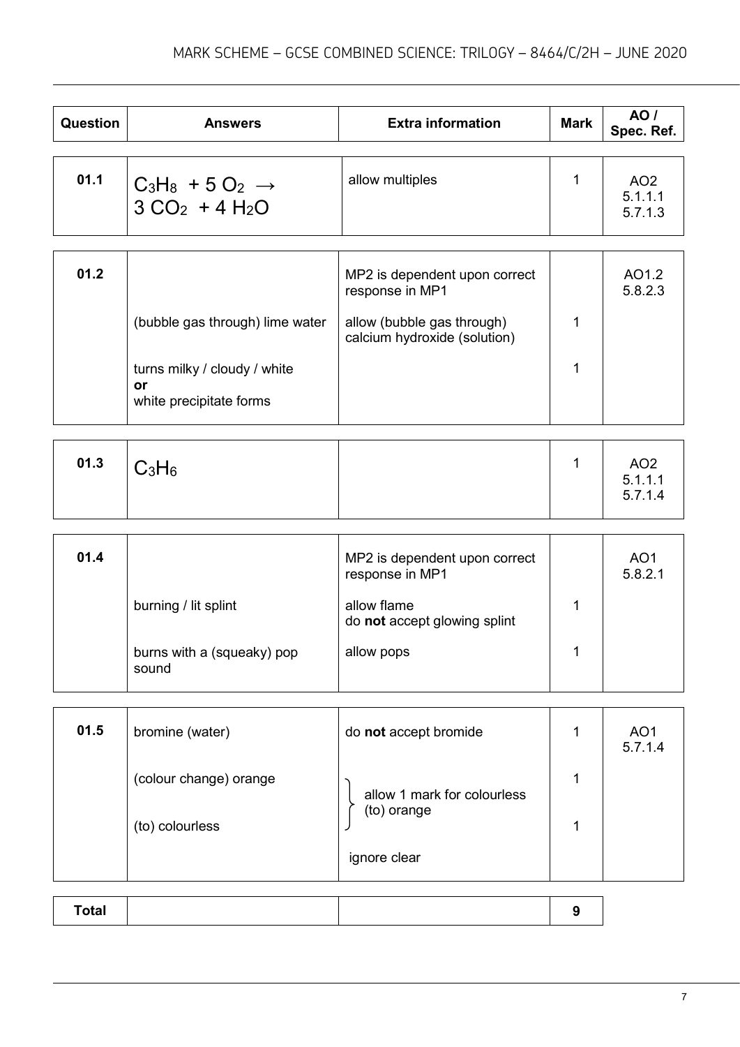| Question | Answers | Extra information | Mark | AO / Spec. Ref. |
|---|---|---|---|---|
| 01.1 | $C_3H_8 + 5\ O_2 \rightarrow 3\ CO_2 + 4\ H_2O$ | allow multiples | 1 | AO2 5.1.1.1 5.7.1.3 |
| 01.2 | | MP2 is dependent upon correct response in MP1 | | AO1.2 5.8.2.3 |
| | (bubble gas through) lime water | allow (bubble gas through) calcium hydroxide (solution) | 1 | |
| | turns milky / cloudy / white **or** white precipitate forms | | 1 | |
| 01.3 | $C_3H_6$ | | 1 | AO2 5.1.1.1 5.7.1.4 |
| 01.4 | | MP2 is dependent upon correct response in MP1 | | AO1 5.8.2.1 |
| | burning / lit splint | allow flame<br>do **not** accept glowing splint | 1 | |
| | burns with a (squeaky) pop sound | allow pops | 1 | |
| 01.5 | bromine (water) | do **not** accept bromide | 1 | AO1 5.7.1.4 |
| | (colour change) orange | allow 1 mark for colourless (to) orange | 1 | |
| | (to) colourless | | 1 | |
| | | ignore clear | | |
| **Total** | | | **9** | |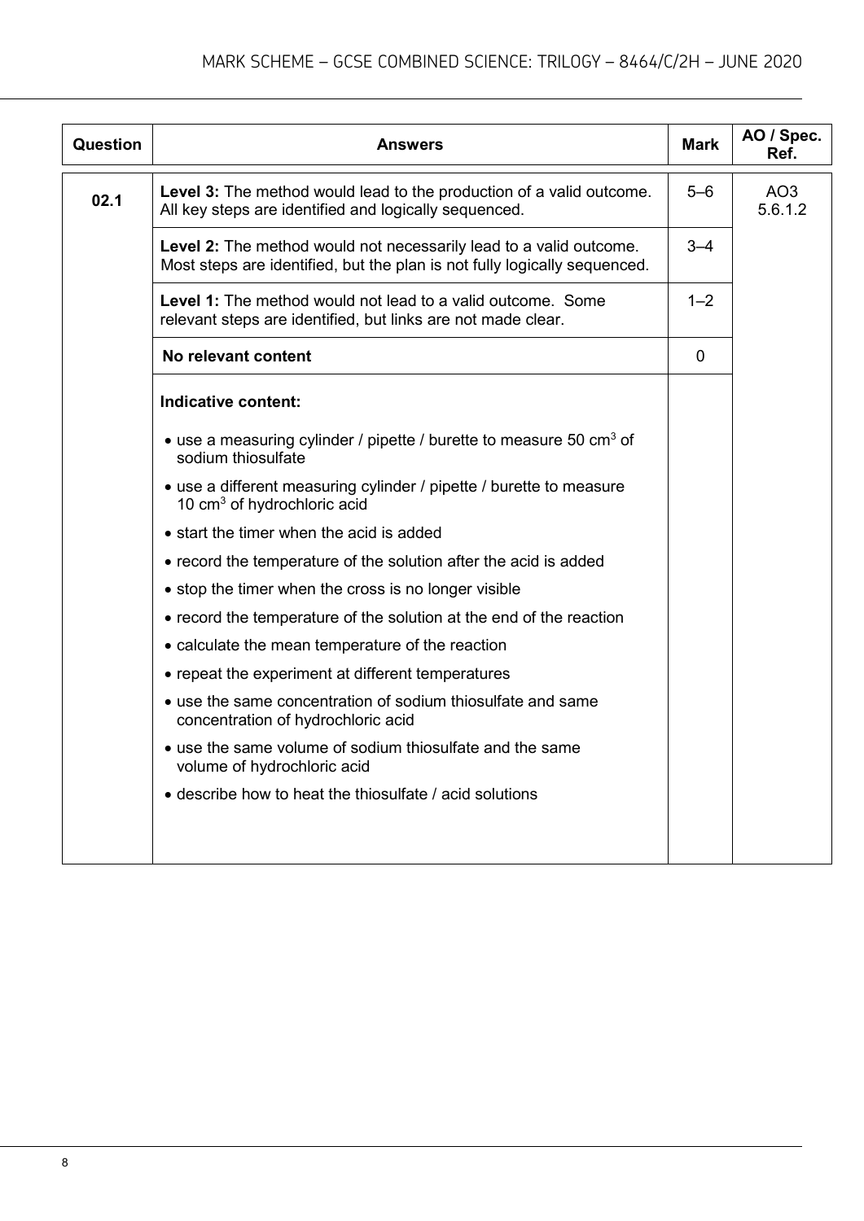| Question | Answers | Mark | AO / Spec. Ref. |
|---|---|---|---|
| 02.1 | **Level 3:** The method would lead to the production of a valid outcome. All key steps are identified and logically sequenced. | 5–6 | AO3 5.6.1.2 |
| | **Level 2:** The method would not necessarily lead to a valid outcome. Most steps are identified, but the plan is not fully logically sequenced. | 3–4 | |
| | **Level 1:** The method would not lead to a valid outcome. Some relevant steps are identified, but links are not made clear. | 1–2 | |
| | **No relevant content** | 0 | |
| | **Indicative content:**<br>• use a measuring cylinder / pipette / burette to measure 50 $cm^3$ of sodium thiosulfate<br>• use a different measuring cylinder / pipette / burette to measure 10 $cm^3$ of hydrochloric acid<br>• start the timer when the acid is added<br>• record the temperature of the solution after the acid is added<br>• stop the timer when the cross is no longer visible<br>• record the temperature of the solution at the end of the reaction<br>• calculate the mean temperature of the reaction<br>• repeat the experiment at different temperatures<br>• use the same concentration of sodium thiosulfate and same concentration of hydrochloric acid<br>• use the same volume of sodium thiosulfate and the same volume of hydrochloric acid<br>• describe how to heat the thiosulfate / acid solutions | | |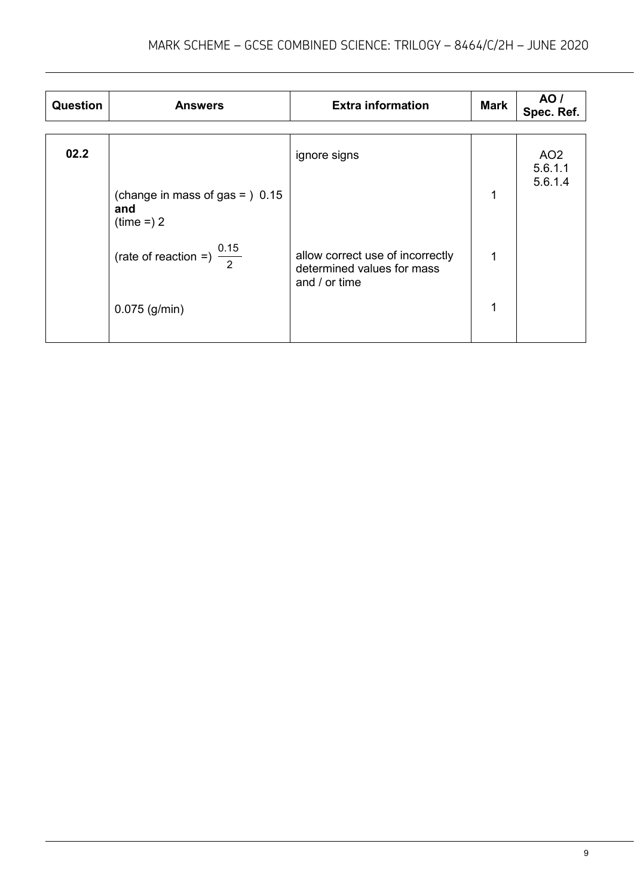| Question | Answers | Extra information | Mark | AO / Spec. Ref. |
|---|---|---|---|---|
| 02.2 | | ignore signs | | AO2 5.6.1.1 5.6.1.4 |
| | (change in mass of gas = ) 0.15 **and** (time =) 2 | | 1 | |
| | (rate of reaction =) $\frac{0.15}{2}$ | allow correct use of incorrectly determined values for mass and / or time | 1 | |
| | 0.075 (g/min) | | 1 | |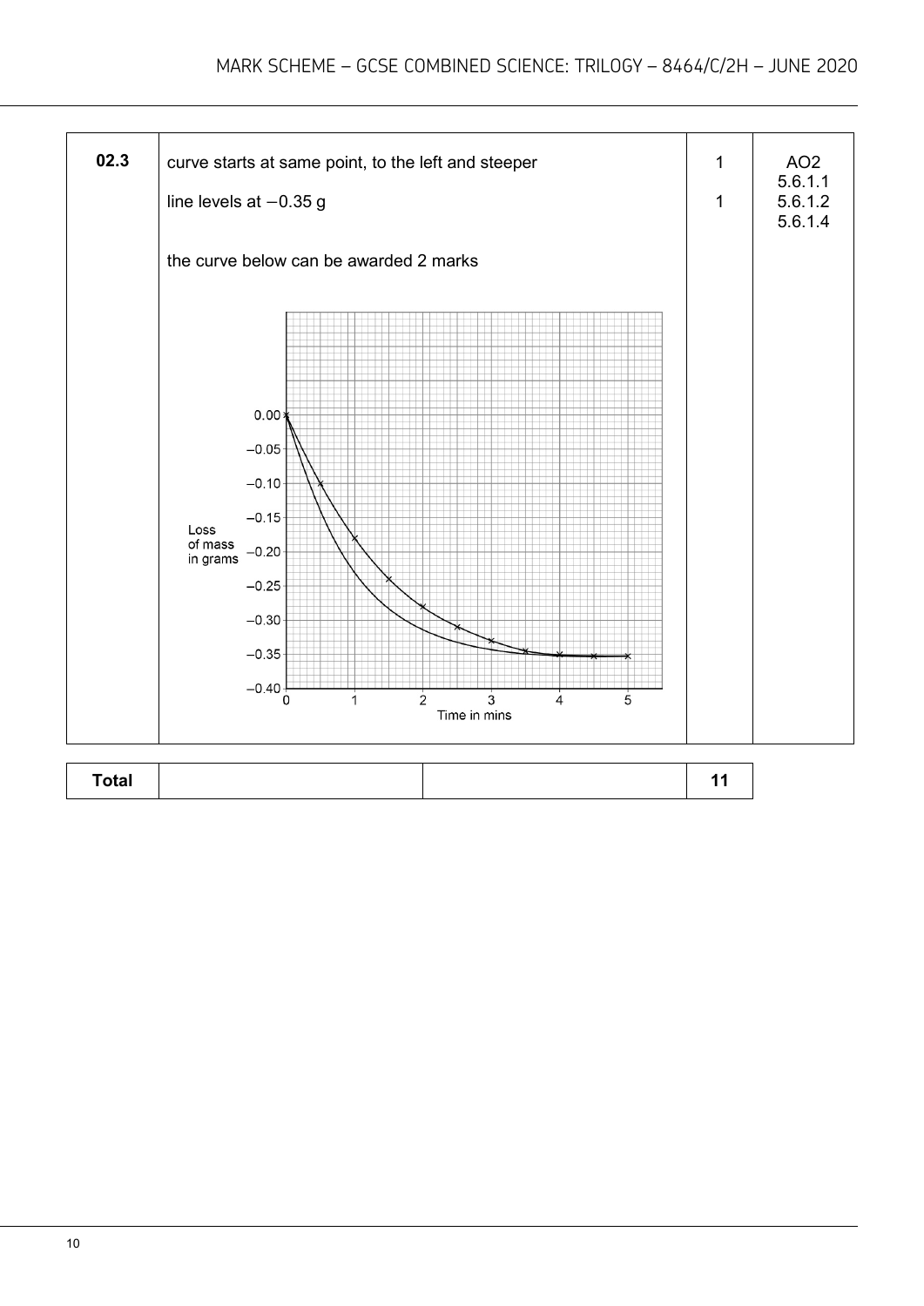| Question | Answers | Mark | AO / Spec. Ref. |
|---|---|---|---|
| 02.3 | curve starts at same point, to the left and steeper | 1 | AO2 5.6.1.1 5.6.1.2 5.6.1.4 |
| | line levels at −0.35 g | 1 | |
| | the curve below can be awarded 2 marks | | |

| Total | | | 11 |
|---|---|---|---|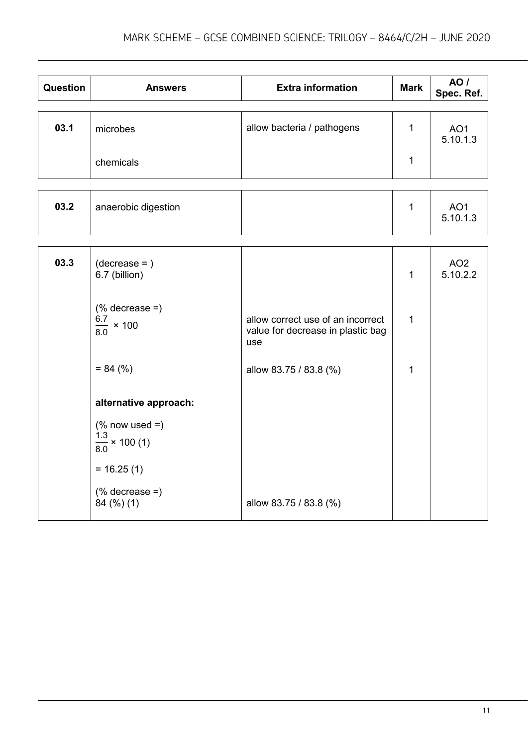| Question | Answers | Extra information | Mark | AO / Spec. Ref. |
| --- | --- | --- | --- | --- |
| 03.1 | microbes | allow bacteria / pathogens | 1 | AO1 5.10.1.3 |
| | chemicals | | 1 | |
| 03.2 | anaerobic digestion | | 1 | AO1 5.10.1.3 |
| 03.3 | (decrease = ) 6.7 (billion) | | 1 | AO2 5.10.2.2 |
| | (% decrease =) $\frac{6.7}{8.0} \times 100$ | allow correct use of an incorrect value for decrease in plastic bag use | 1 | |
| | = 84 (%) | allow 83.75 / 83.8 (%) | 1 | |
| | **alternative approach:** | | | |
| | (% now used =) $\frac{1.3}{8.0} \times 100$ (1) | | | |
| | = 16.25 (1) | | | |
| | (% decrease =) 84 (%) (1) | allow 83.75 / 83.8 (%) | | |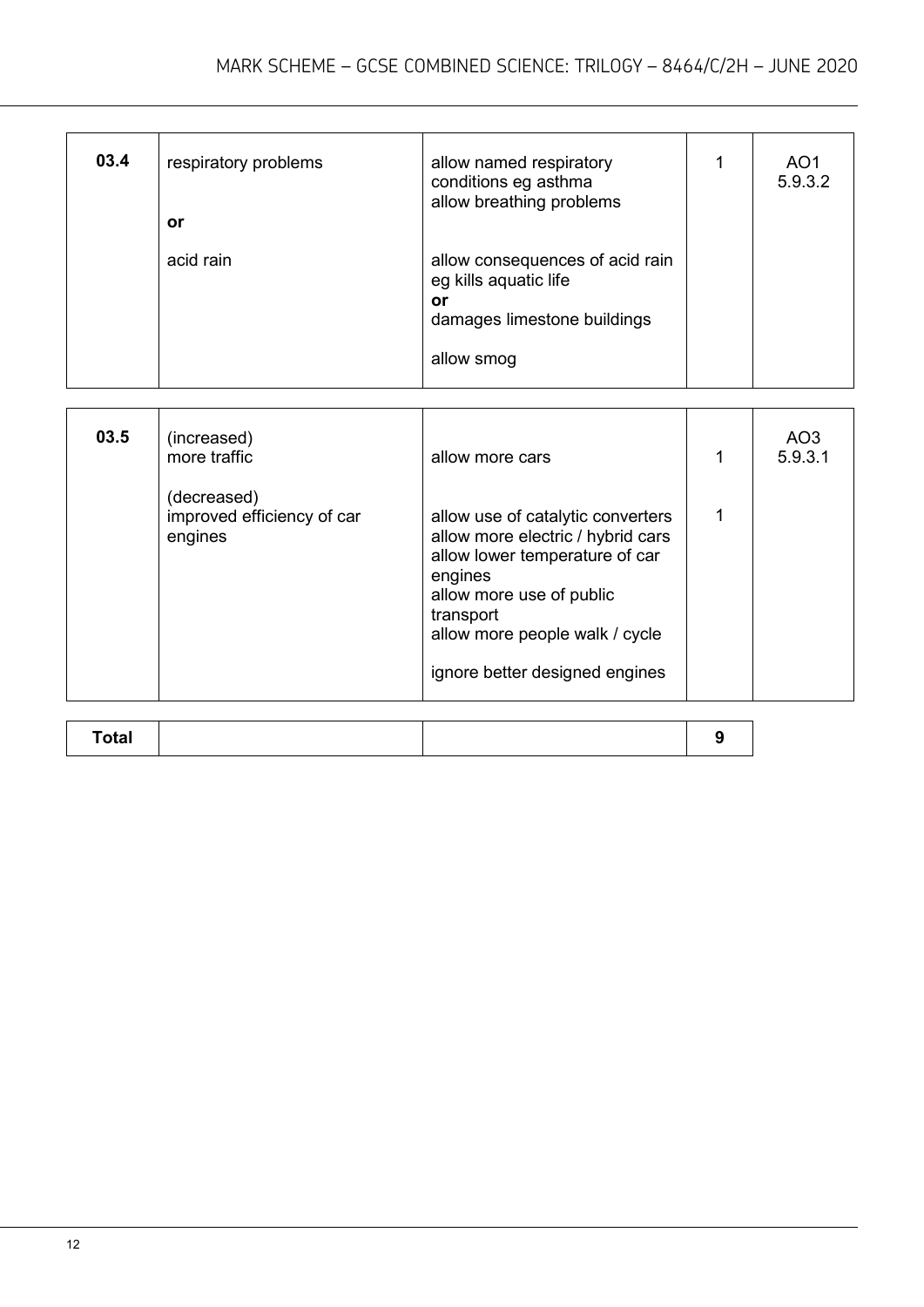| | | | | |
|---|---|---|---|---|
| **03.4** | respiratory problems<br><br>**or**<br><br>acid rain | allow named respiratory conditions eg asthma<br>allow breathing problems<br><br>allow consequences of acid rain eg kills aquatic life<br>**or**<br>damages limestone buildings<br><br>allow smog | 1 | AO1<br>5.9.3.2 |

| | | | | |
|---|---|---|---|---|
| **03.5** | (increased)<br>more traffic | allow more cars | 1 | AO3<br>5.9.3.1 |
| | (decreased)<br>improved efficiency of car engines | allow use of catalytic converters<br>allow more electric / hybrid cars<br>allow lower temperature of car engines<br>allow more use of public transport<br>allow more people walk / cycle<br><br>ignore better designed engines | 1 | |

| | | | |
|---|---|---|---|
| **Total** | | | **9** |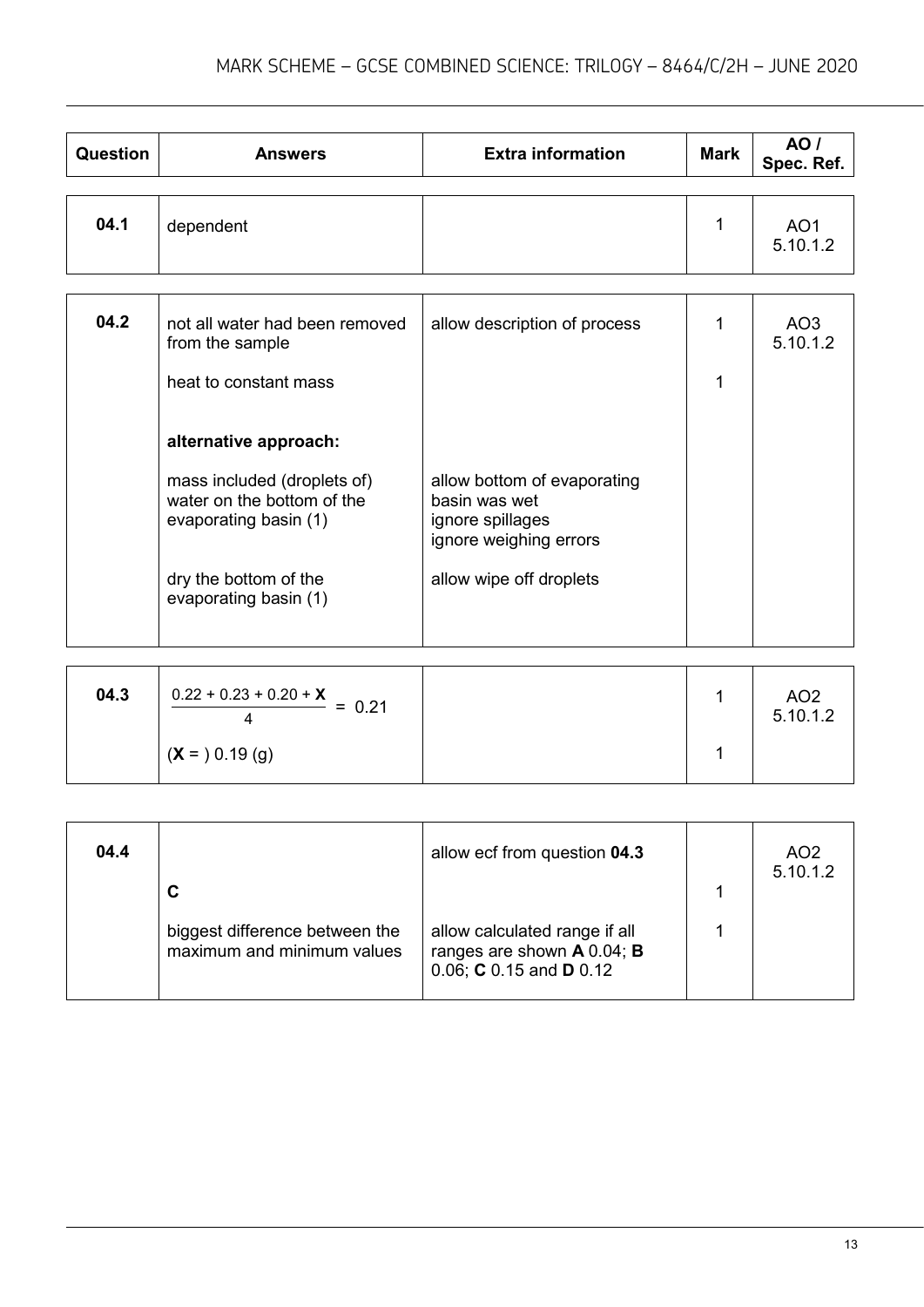| Question | Answers | Extra information | Mark | AO / Spec. Ref. |
|---|---|---|---|---|
| 04.1 | dependent | | 1 | AO1 5.10.1.2 |
| 04.2 | not all water had been removed from the sample | allow description of process | 1 | AO3 5.10.1.2 |
| | heat to constant mass | | 1 | |
| | **alternative approach:** | | | |
| | mass included (droplets of) water on the bottom of the evaporating basin (1) | allow bottom of evaporating basin was wet<br>ignore spillages<br>ignore weighing errors | | |
| | dry the bottom of the evaporating basin (1) | allow wipe off droplets | | |
| 04.3 | $\frac{0.22 + 0.23 + 0.20 + \mathbf{X}}{4} = 0.21$ | | 1 | AO2 5.10.1.2 |
| | (**X** = ) 0.19 (g) | | 1 | |
| 04.4 | | allow ecf from question **04.3** | | AO2 5.10.1.2 |
| | **C** | | 1 | |
| | biggest difference between the maximum and minimum values | allow calculated range if all ranges are shown **A** 0.04; **B** 0.06; **C** 0.15 and **D** 0.12 | 1 | |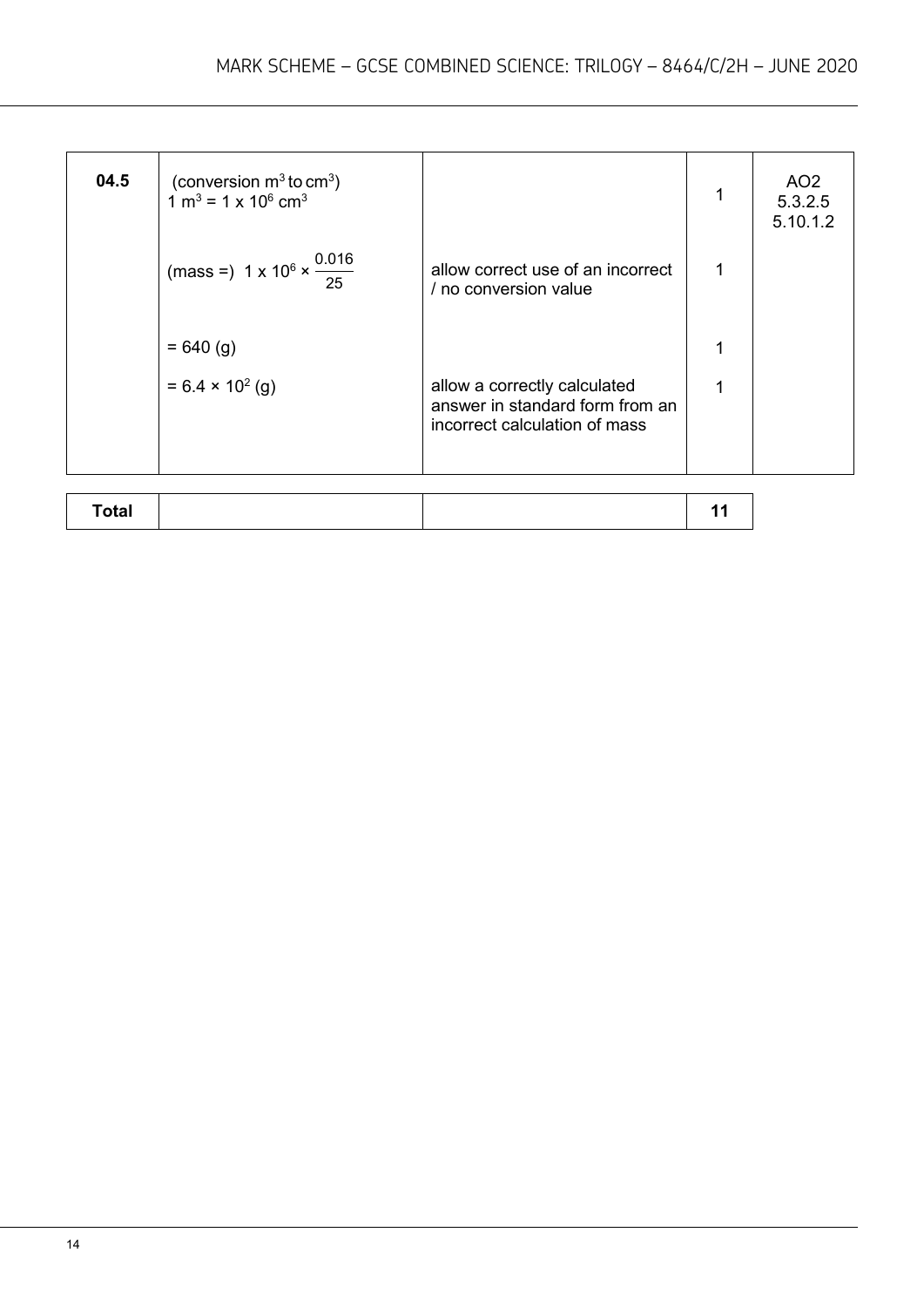| 04.5 | (conversion $m^3$ to $cm^3$) $1\ m^3 = 1 \times 10^6\ cm^3$ | | 1 | AO2 5.3.2.5 5.10.1.2 |
|---|---|---|---|---|
| | (mass =) $1 \times 10^6 \times \frac{0.016}{25}$ | allow correct use of an incorrect / no conversion value | 1 | |
| | = 640 (g) | | 1 | |
| | $= 6.4 \times 10^2$ (g) | allow a correctly calculated answer in standard form from an incorrect calculation of mass | 1 | |

| Total | | | 11 |
|---|---|---|---|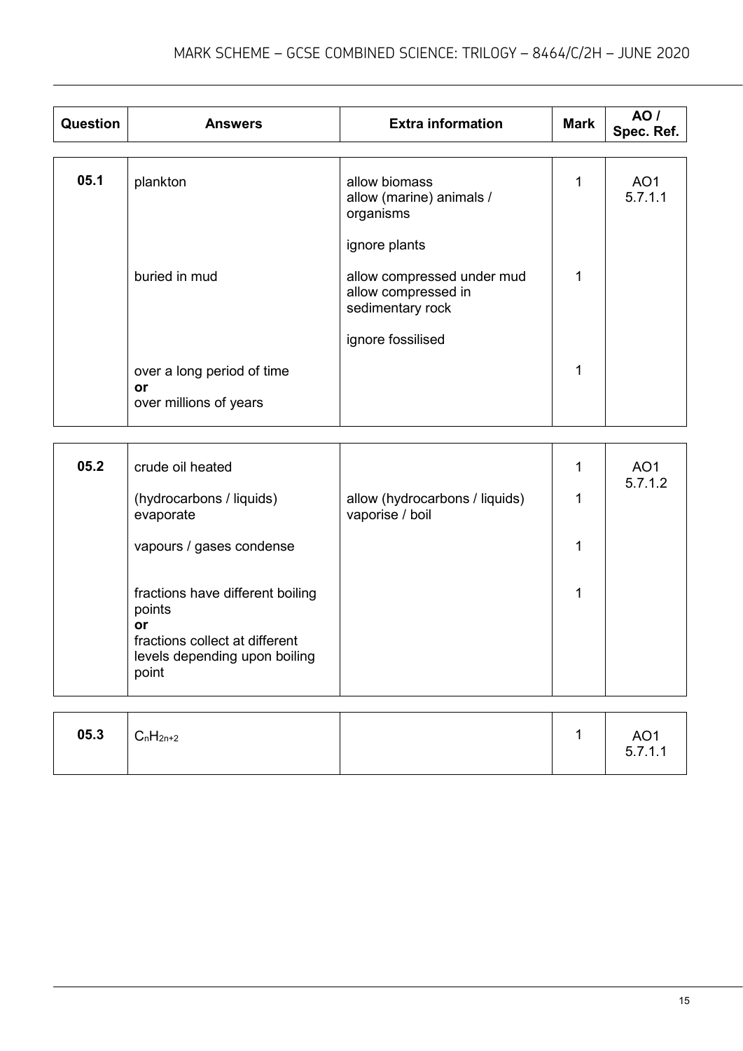| Question | Answers | Extra information | Mark | AO / Spec. Ref. |
|---|---|---|---|---|
| 05.1 | plankton | allow biomass<br>allow (marine) animals / organisms<br><br>ignore plants | 1 | AO1<br>5.7.1.1 |
| | buried in mud | allow compressed under mud<br>allow compressed in sedimentary rock<br><br>ignore fossilised | 1 | |
| | over a long period of time<br>**or**<br>over millions of years | | 1 | |
| 05.2 | crude oil heated | | 1 | AO1<br>5.7.1.2 |
| | (hydrocarbons / liquids) evaporate | allow (hydrocarbons / liquids) vaporise / boil | 1 | |
| | vapours / gases condense | | 1 | |
| | fractions have different boiling points<br>**or**<br>fractions collect at different levels depending upon boiling point | | 1 | |
| 05.3 | $C_nH_{2n+2}$ | | 1 | AO1<br>5.7.1.1 |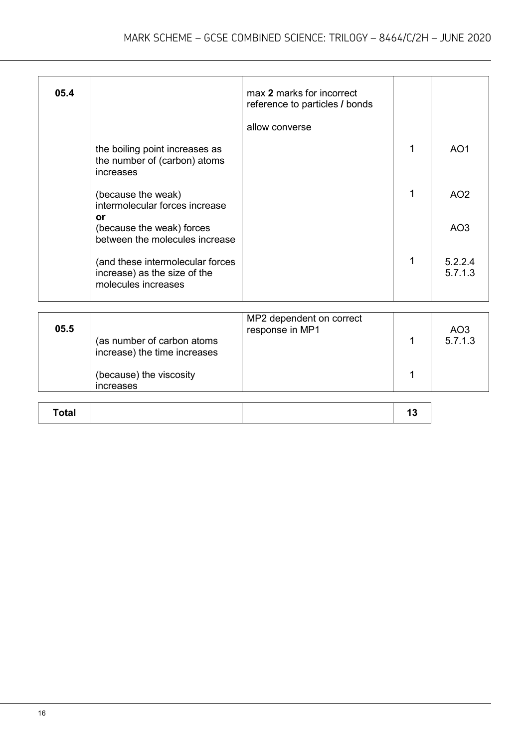| Question | Answers | Extra information | Mark | AO / Spec. Ref. |
|---|---|---|---|---|
| 05.4 | | max **2** marks for incorrect reference to particles **/** bonds<br><br>allow converse | | |
| | the boiling point increases as the number of (carbon) atoms increases | | 1 | AO1 |
| | (because the weak) intermolecular forces increase<br>**or**<br>(because the weak) forces between the molecules increase | | 1 | AO2<br><br>AO3 |
| | (and these intermolecular forces increase) as the size of the molecules increases | | 1 | 5.2.2.4<br>5.7.1.3 |

| | | | | |
|---|---|---|---|---|
| 05.5 | (as number of carbon atoms increase) the time increases | MP2 dependent on correct response in MP1 | 1 | AO3<br>5.7.1.3 |
| | (because) the viscosity increases | | 1 | |

| | | | |
|---|---|---|---|
| **Total** | | | **13** |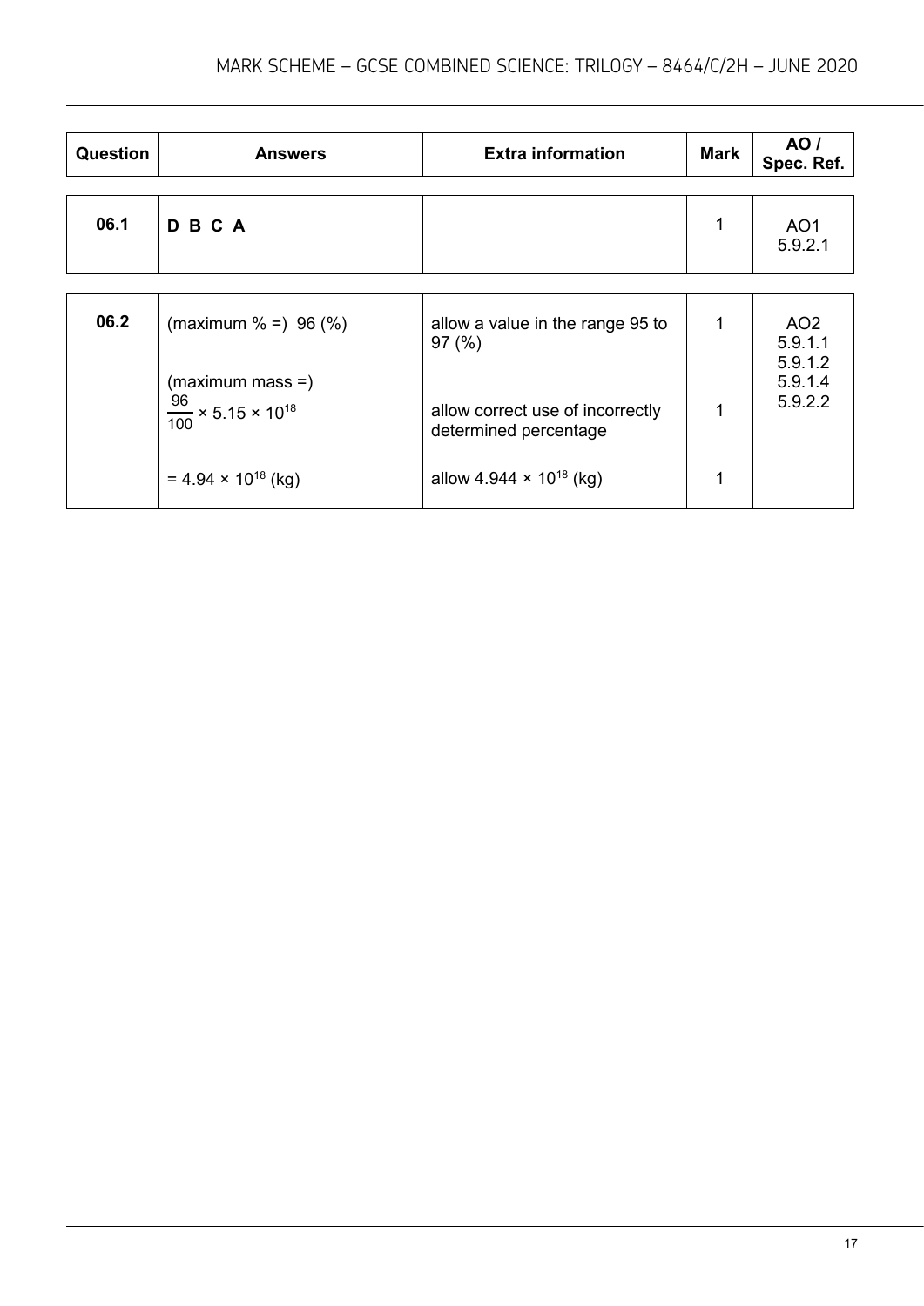| Question | Answers | Extra information | Mark | AO / Spec. Ref. |
|---|---|---|---|---|
| 06.1 | **D B C A** | | 1 | AO1 5.9.2.1 |
| 06.2 | (maximum % =) 96 (%) | allow a value in the range 95 to 97 (%) | 1 | AO2 5.9.1.1 5.9.1.2 5.9.1.4 5.9.2.2 |
| | (maximum mass =) $\frac{96}{100} \times 5.15 \times 10^{18}$ | allow correct use of incorrectly determined percentage | 1 | |
| | $= 4.94 \times 10^{18}$ (kg) | allow $4.944 \times 10^{18}$ (kg) | 1 | |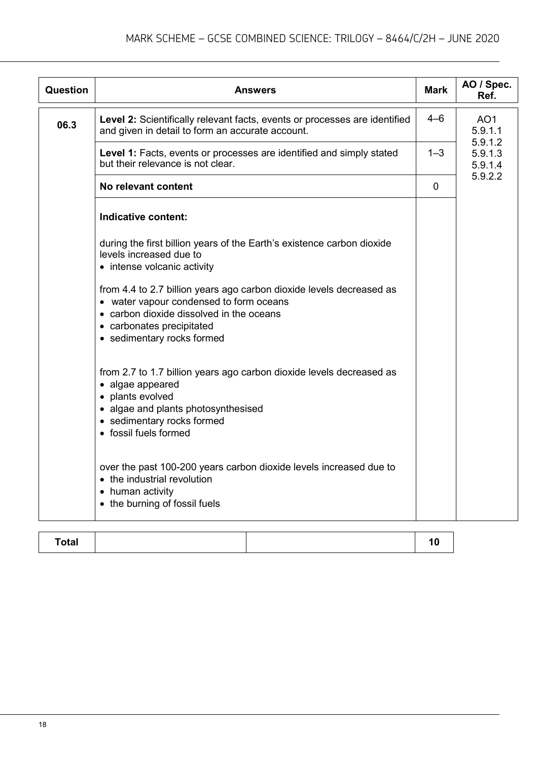| Question | Answers | Mark | AO / Spec. Ref. |
|---|---|---|---|
| 06.3 | **Level 2:** Scientifically relevant facts, events or processes are identified and given in detail to form an accurate account. | 4–6 | AO1<br>5.9.1.1<br>5.9.1.2<br>5.9.1.3<br>5.9.1.4<br>5.9.2.2 |
| | **Level 1:** Facts, events or processes are identified and simply stated but their relevance is not clear. | 1–3 | |
| | **No relevant content** | 0 | |
| | **Indicative content:**<br><br>during the first billion years of the Earth's existence carbon dioxide levels increased due to<br>• intense volcanic activity<br><br>from 4.4 to 2.7 billion years ago carbon dioxide levels decreased as<br>• water vapour condensed to form oceans<br>• carbon dioxide dissolved in the oceans<br>• carbonates precipitated<br>• sedimentary rocks formed<br><br>from 2.7 to 1.7 billion years ago carbon dioxide levels decreased as<br>• algae appeared<br>• plants evolved<br>• algae and plants photosynthesised<br>• sedimentary rocks formed<br>• fossil fuels formed<br><br>over the past 100-200 years carbon dioxide levels increased due to<br>• the industrial revolution<br>• human activity<br>• the burning of fossil fuels | | |

| Total | | | 10 |
|---|---|---|---|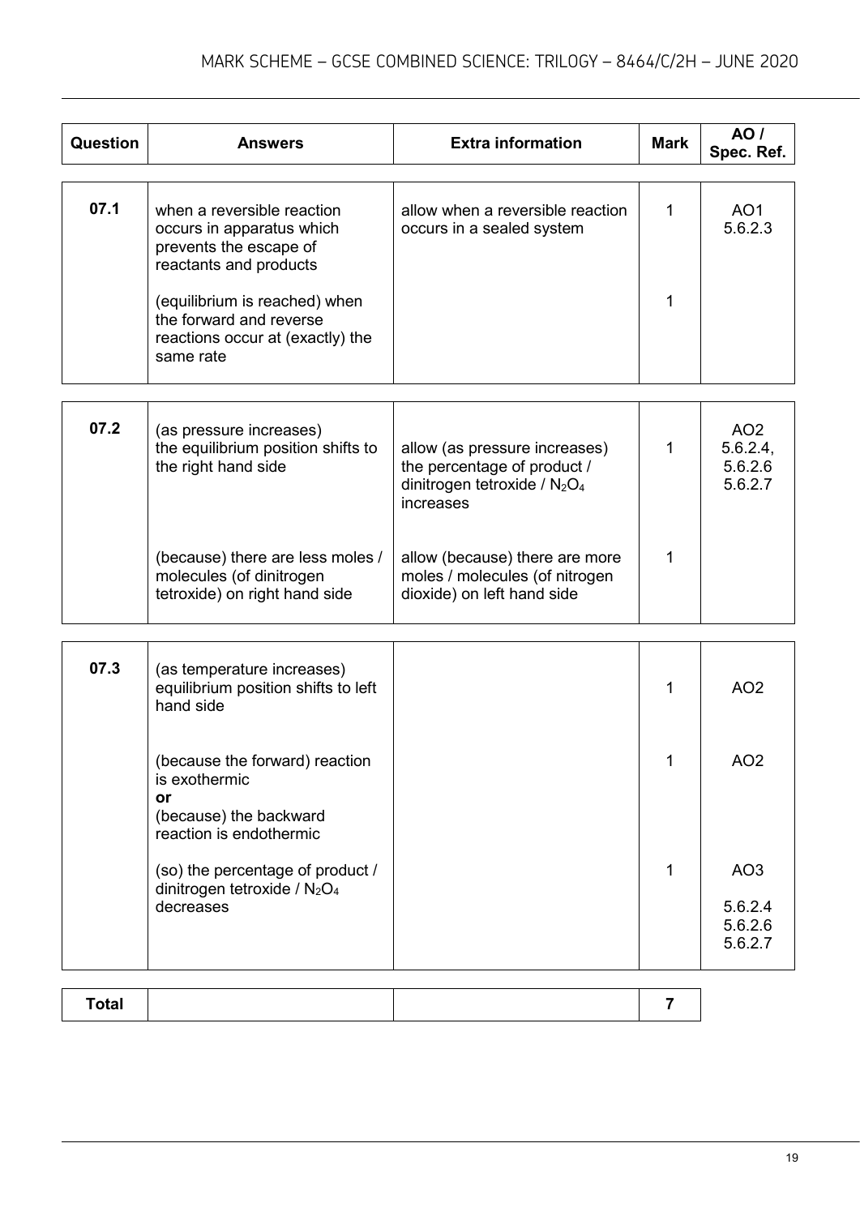| Question | Answers | Extra information | Mark | AO / Spec. Ref. |
|---|---|---|---|---|
| 07.1 | when a reversible reaction occurs in apparatus which prevents the escape of reactants and products | allow when a reversible reaction occurs in a sealed system | 1 | AO1 5.6.2.3 |
| | (equilibrium is reached) when the forward and reverse reactions occur at (exactly) the same rate | | 1 | |

| Question | Answers | Extra information | Mark | AO / Spec. Ref. |
|---|---|---|---|---|
| 07.2 | (as pressure increases) the equilibrium position shifts to the right hand side | allow (as pressure increases) the percentage of product / dinitrogen tetroxide / $N_2O_4$ increases | 1 | AO2 5.6.2.4, 5.6.2.6 5.6.2.7 |
| | (because) there are less moles / molecules (of dinitrogen tetroxide) on right hand side | allow (because) there are more moles / molecules (of nitrogen dioxide) on left hand side | 1 | |

| Question | Answers | Extra information | Mark | AO / Spec. Ref. |
|---|---|---|---|---|
| 07.3 | (as temperature increases) equilibrium position shifts to left hand side | | 1 | AO2 |
| | (because the forward) reaction is exothermic **or** (because) the backward reaction is endothermic | | 1 | AO2 |
| | (so) the percentage of product / dinitrogen tetroxide / $N_2O_4$ decreases | | 1 | AO3 5.6.2.4 5.6.2.6 5.6.2.7 |

| Total | | | 7 |
|---|---|---|---|